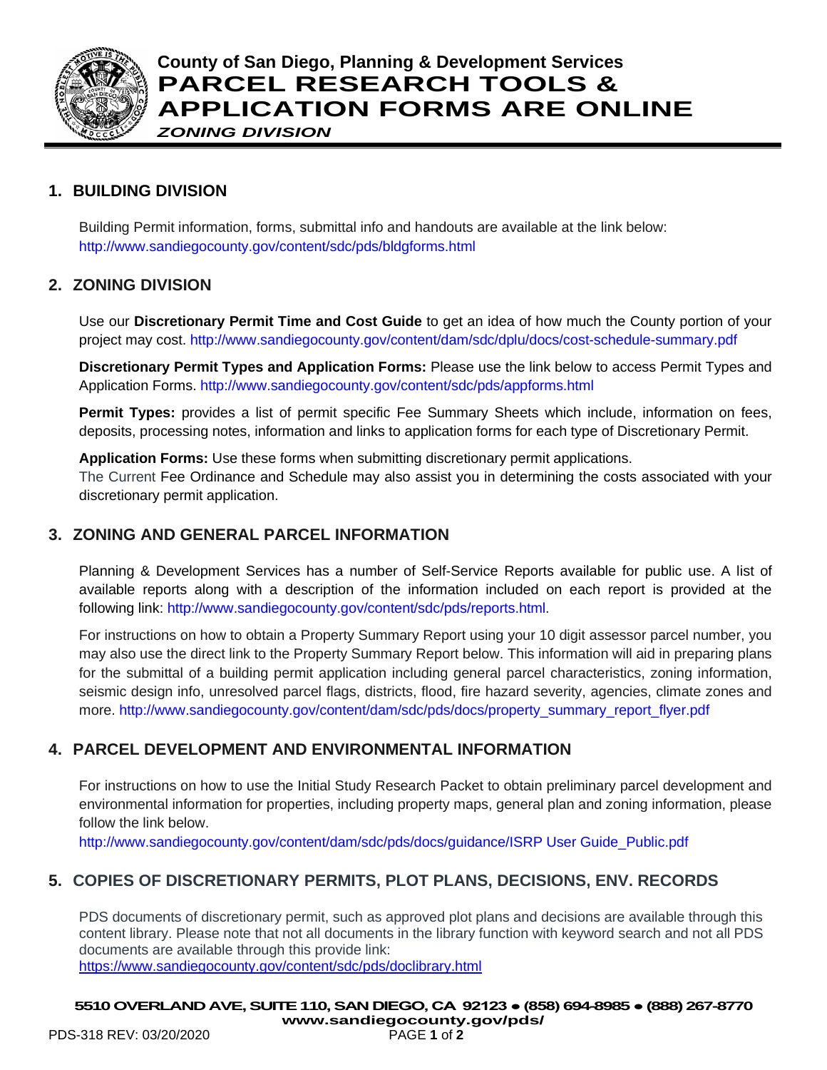# County of San Diego, Planning & Development Services

# PARCEL RESEARCH TOOLS & APPLICATION FORMS ARE ONLINE

*ZONING DIVISION*

## 1. BUILDING DIVISION

Building Permit information, forms, submittal info and handouts are available at the link below:
http://www.sandiegocounty.gov/content/sdc/pds/bldgforms.html

## 2. ZONING DIVISION

Use our **Discretionary Permit Time and Cost Guide** to get an idea of how much the County portion of your project may cost. http://www.sandiegocounty.gov/content/dam/sdc/dplu/docs/cost-schedule-summary.pdf

**Discretionary Permit Types and Application Forms:** Please use the link below to access Permit Types and Application Forms. http://www.sandiegocounty.gov/content/sdc/pds/appforms.html

**Permit Types:** provides a list of permit specific Fee Summary Sheets which include, information on fees, deposits, processing notes, information and links to application forms for each type of Discretionary Permit.

**Application Forms:** Use these forms when submitting discretionary permit applications.
The Current Fee Ordinance and Schedule may also assist you in determining the costs associated with your discretionary permit application.

## 3. ZONING AND GENERAL PARCEL INFORMATION

Planning & Development Services has a number of Self-Service Reports available for public use. A list of available reports along with a description of the information included on each report is provided at the following link: http://www.sandiegocounty.gov/content/sdc/pds/reports.html.

For instructions on how to obtain a Property Summary Report using your 10 digit assessor parcel number, you may also use the direct link to the Property Summary Report below. This information will aid in preparing plans for the submittal of a building permit application including general parcel characteristics, zoning information, seismic design info, unresolved parcel flags, districts, flood, fire hazard severity, agencies, climate zones and more. http://www.sandiegocounty.gov/content/dam/sdc/pds/docs/property_summary_report_flyer.pdf

## 4. PARCEL DEVELOPMENT AND ENVIRONMENTAL INFORMATION

For instructions on how to use the Initial Study Research Packet to obtain preliminary parcel development and environmental information for properties, including property maps, general plan and zoning information, please follow the link below.
http://www.sandiegocounty.gov/content/dam/sdc/pds/docs/guidance/ISRP User Guide_Public.pdf

## 5. COPIES OF DISCRETIONARY PERMITS, PLOT PLANS, DECISIONS, ENV. RECORDS

PDS documents of discretionary permit, such as approved plot plans and decisions are available through this content library. Please note that not all documents in the library function with keyword search and not all PDS documents are available through this provide link:
https://www.sandiegocounty.gov/content/sdc/pds/doclibrary.html

**5510 OVERLAND AVE, SUITE 110, SAN DIEGO, CA 92123 • (858) 694-8985 • (888) 267-8770**
**www.sandiegocounty.gov/pds/**

PDS-318 REV: 03/20/2020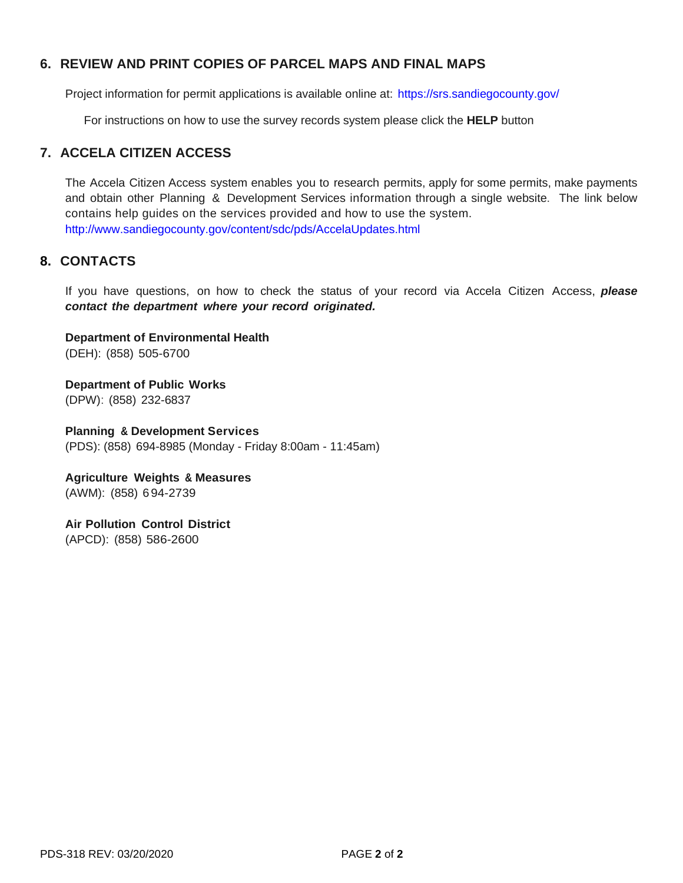## 6. REVIEW AND PRINT COPIES OF PARCEL MAPS AND FINAL MAPS

Project information for permit applications is available online at: https://srs.sandiegocounty.gov/

For instructions on how to use the survey records system please click the **HELP** button

## 7. ACCELA CITIZEN ACCESS

The Accela Citizen Access system enables you to research permits, apply for some permits, make payments and obtain other Planning & Development Services information through a single website. The link below contains help guides on the services provided and how to use the system.
http://www.sandiegocounty.gov/content/sdc/pds/AccelaUpdates.html

## 8. CONTACTS

If you have questions, on how to check the status of your record via Accela Citizen Access, ***please contact the department where your record originated.***

**Department of Environmental Health**
(DEH): (858) 505-6700

**Department of Public Works**
(DPW): (858) 232-6837

**Planning & Development Services**
(PDS): (858) 694-8985 (Monday - Friday 8:00am - 11:45am)

**Agriculture Weights & Measures**
(AWM): (858) 694-2739

**Air Pollution Control District**
(APCD): (858) 586-2600

PDS-318 REV: 03/20/2020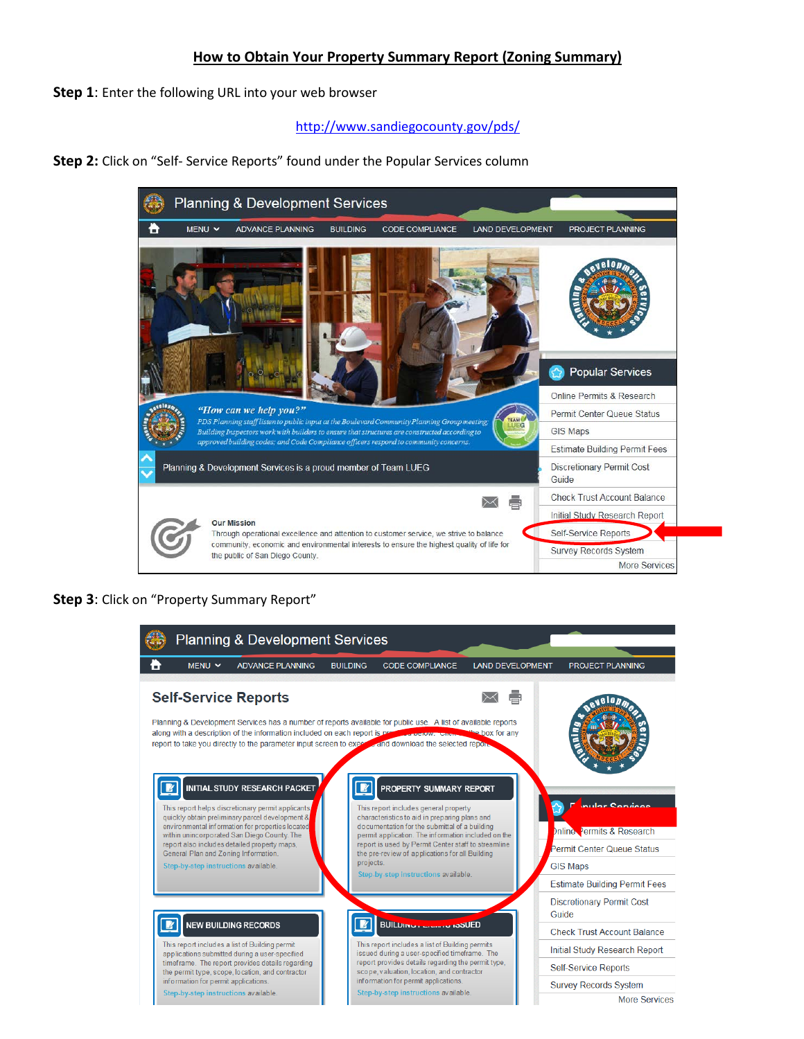# How to Obtain Your Property Summary Report (Zoning Summary)

**Step 1**: Enter the following URL into your web browser

http://www.sandiegocounty.gov/pds/

**Step 2:** Click on "Self- Service Reports" found under the Popular Services column

**Step 3**: Click on "Property Summary Report"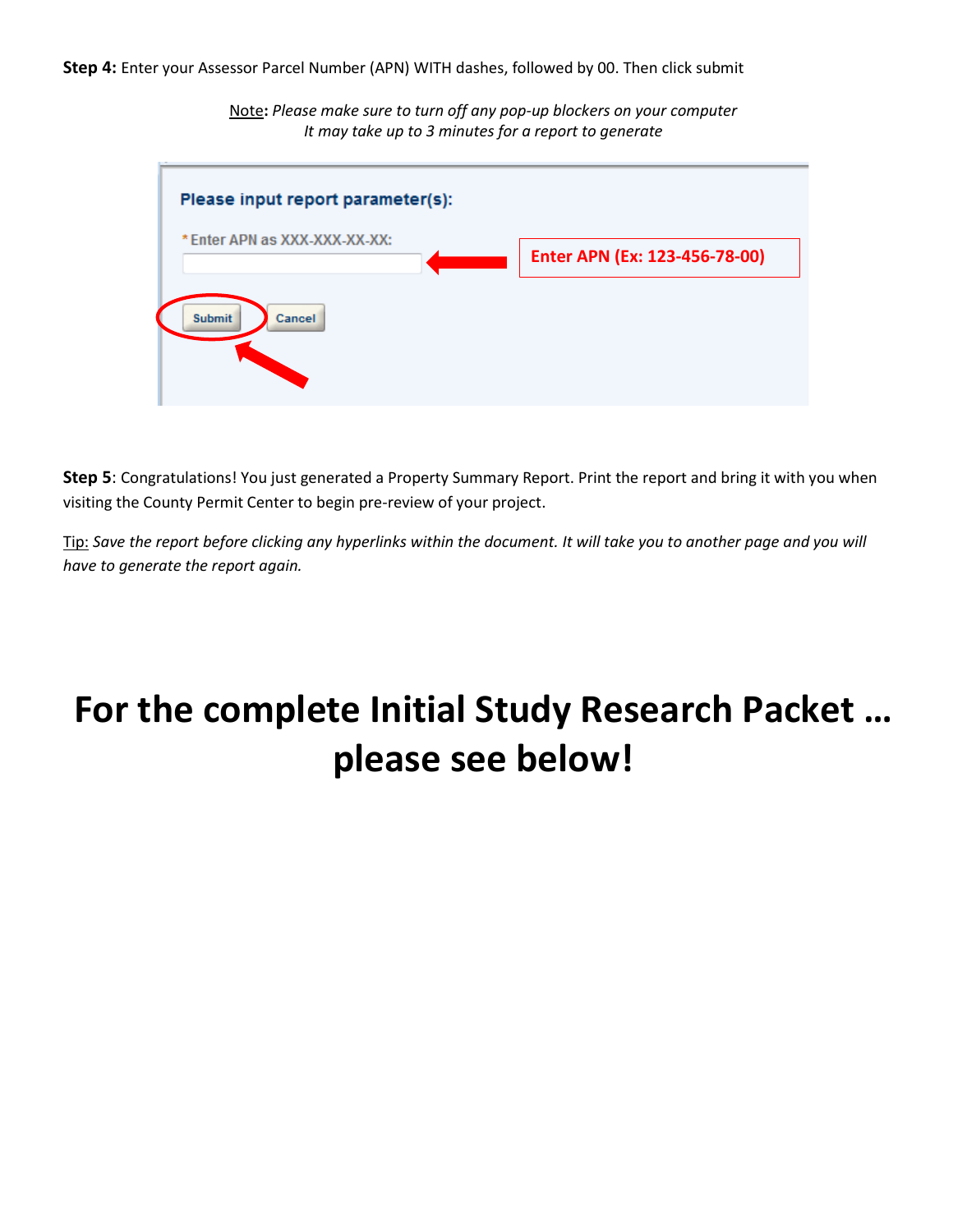**Step 4:** Enter your Assessor Parcel Number (APN) WITH dashes, followed by 00. Then click submit

Note: *Please make sure to turn off any pop-up blockers on your computer*
*It may take up to 3 minutes for a report to generate*

Please input report parameter(s):

* Enter APN as XXX-XXX-XX-XX:

Enter APN (Ex: 123-456-78-00)

Submit Cancel

**Step 5**: Congratulations! You just generated a Property Summary Report. Print the report and bring it with you when visiting the County Permit Center to begin pre-review of your project.

Tip: *Save the report before clicking any hyperlinks within the document. It will take you to another page and you will have to generate the report again.*

# For the complete Initial Study Research Packet … please see below!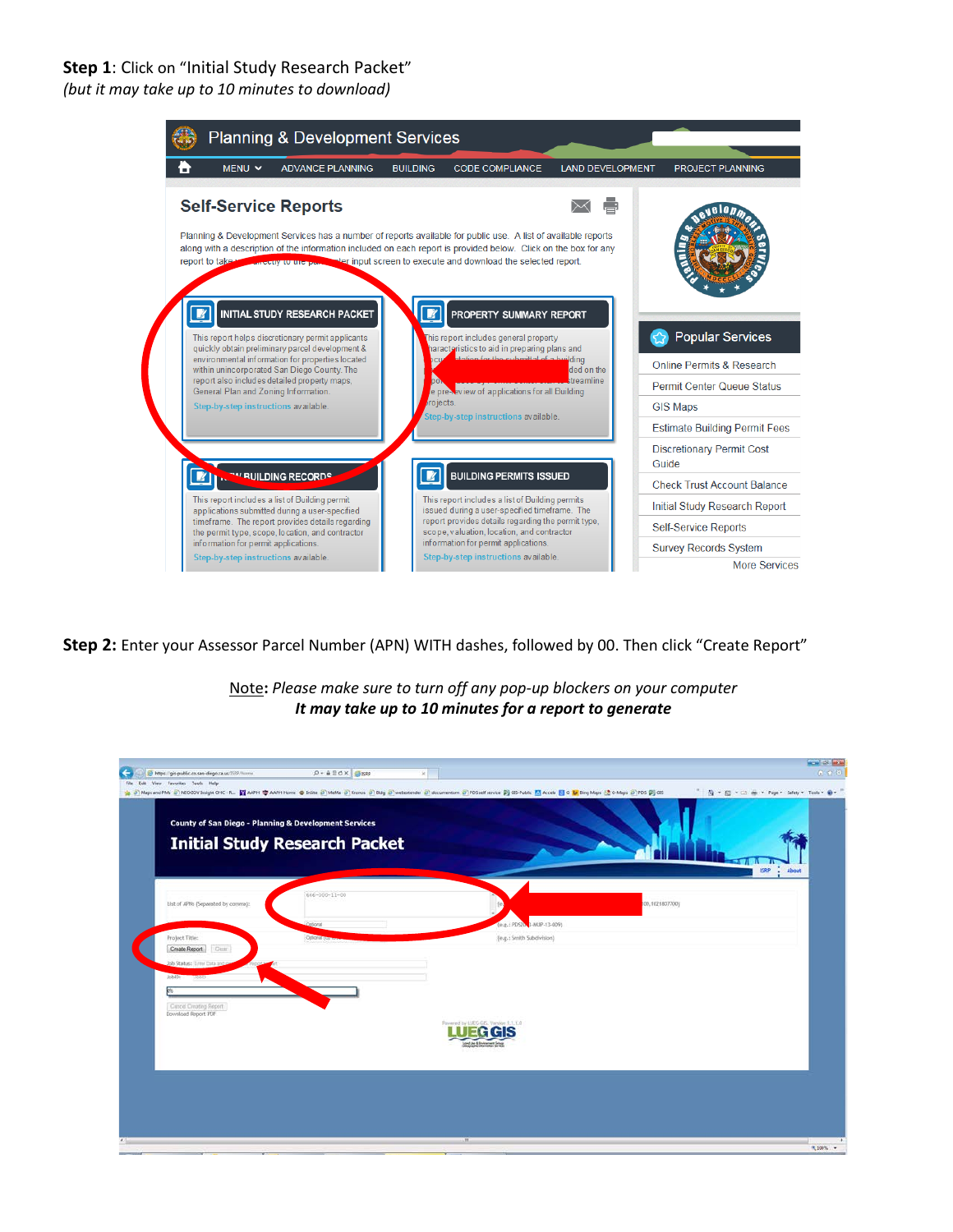**Step 1**: Click on "Initial Study Research Packet"
*(but it may take up to 10 minutes to download)*

**Step 2:** Enter your Assessor Parcel Number (APN) WITH dashes, followed by 00. Then click "Create Report"

Note: *Please make sure to turn off any pop-up blockers on your computer*

***It may take up to 10 minutes for a report to generate***